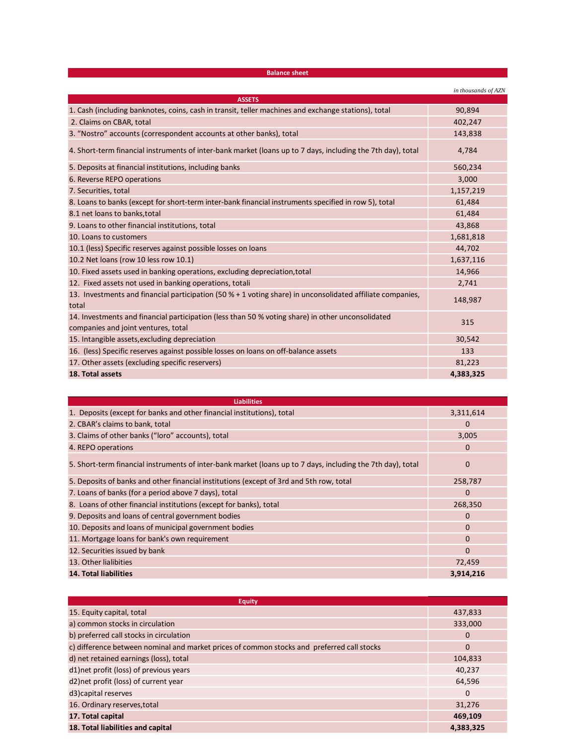## Balance sheet

*in thousands of AZN*

| ASSETS | |
|---|---|
| 1. Cash (including banknotes, coins, cash in transit, teller machines and exchange stations), total | 90,894 |
| 2. Claims on CBAR, total | 402,247 |
| 3. "Nostro" accounts (correspondent accounts at other banks), total | 143,838 |
| 4. Short-term financial instruments of inter-bank market (loans up to 7 days, including the 7th day), total | 4,784 |
| 5. Deposits at financial institutions, including banks | 560,234 |
| 6. Reverse REPO operations | 3,000 |
| 7. Securities, total | 1,157,219 |
| 8. Loans to banks (except for short-term inter-bank financial instruments specified in row 5), total | 61,484 |
| 8.1 net loans to banks,total | 61,484 |
| 9. Loans to other financial institutions, total | 43,868 |
| 10. Loans to customers | 1,681,818 |
| 10.1 (less) Specific reserves against possible losses on loans | 44,702 |
| 10.2 Net loans (row 10 less row 10.1) | 1,637,116 |
| 10. Fixed assets used in banking operations, excluding depreciation,total | 14,966 |
| 12. Fixed assets not used in banking operations, totali | 2,741 |
| 13. Investments and financial participation (50 % + 1 voting share) in unconsolidated affiliate companies, total | 148,987 |
| 14. Investments and financial participation (less than 50 % voting share) in other unconsolidated companies and joint ventures, total | 315 |
| 15. Intangible assets,exluding depreciation | 30,542 |
| 16. (less) Specific reserves against possible losses on loans on off-balance assets | 133 |
| 17. Other assets (excluding specific reservers) | 81,223 |
| **18. Total assets** | **4,383,325** |

| Liabilities | |
|---|---|
| 1. Deposits (except for banks and other financial institutions), total | 3,311,614 |
| 2. CBAR's claims to bank, total | 0 |
| 3. Claims of other banks ("loro" accounts), total | 3,005 |
| 4. REPO operations | 0 |
| 5. Short-term financial instruments of inter-bank market (loans up to 7 days, including the 7th day), total | 0 |
| 5. Deposits of banks and other financial institutions (except of 3rd and 5th row, total | 258,787 |
| 7. Loans of banks (for a period above 7 days), total | 0 |
| 8. Loans of other financial institutions (except for banks), total | 268,350 |
| 9. Deposits and loans of central government bodies | 0 |
| 10. Deposits and loans of municipal government bodies | 0 |
| 11. Mortgage loans for bank's own requirement | 0 |
| 12. Securities issued by bank | 0 |
| 13. Other lialibities | 72,459 |
| **14. Total liabilities** | **3,914,216** |

| Equity | |
|---|---|
| 15. Equity capital, total | 437,833 |
| a) common stocks in circulation | 333,000 |
| b) preferred call stocks in circulation | 0 |
| c) difference between nominal and market prices of common stocks and preferred call stocks | 0 |
| d) net retained earnings (loss), total | 104,833 |
| d1)net profit (loss) of previous years | 40,237 |
| d2)net profit (loss) of current year | 64,596 |
| d3)capital reserves | 0 |
| 16. Ordinary reserves,total | 31,276 |
| **17. Total capital** | **469,109** |
| **18. Total liabilities and capital** | **4,383,325** |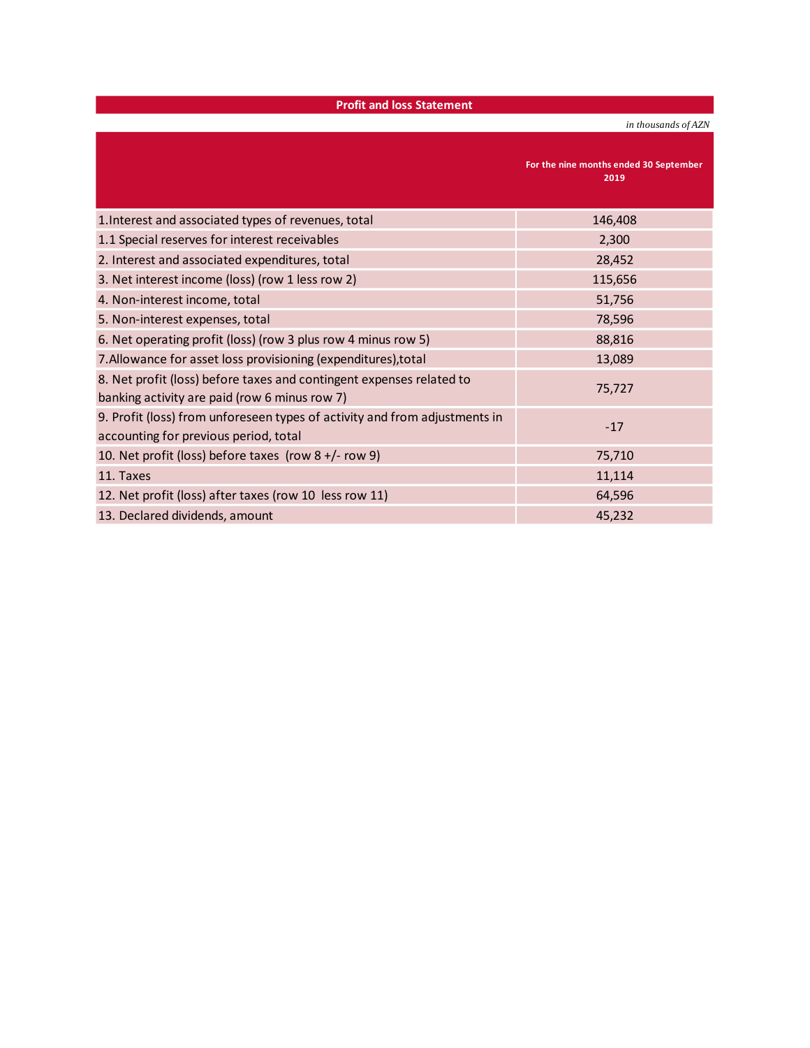## Profit and loss Statement

*in thousands of AZN*

| | For the nine months ended 30 September 2019 |
|---|---|
| 1.Interest and associated types of revenues, total | 146,408 |
| 1.1 Special reserves for interest receivables | 2,300 |
| 2. Interest and associated expenditures, total | 28,452 |
| 3. Net interest income (loss) (row 1 less row 2) | 115,656 |
| 4. Non-interest income, total | 51,756 |
| 5. Non-interest expenses, total | 78,596 |
| 6. Net operating profit (loss) (row 3 plus row 4 minus row 5) | 88,816 |
| 7.Allowance for asset loss provisioning (expenditures),total | 13,089 |
| 8. Net profit (loss) before taxes and contingent expenses related to banking activity are paid (row 6 minus row 7) | 75,727 |
| 9. Profit (loss) from unforeseen types of activity and from adjustments in accounting for previous period, total | -17 |
| 10. Net profit (loss) before taxes (row 8 +/- row 9) | 75,710 |
| 11. Taxes | 11,114 |
| 12. Net profit (loss) after taxes (row 10 less row 11) | 64,596 |
| 13. Declared dividends, amount | 45,232 |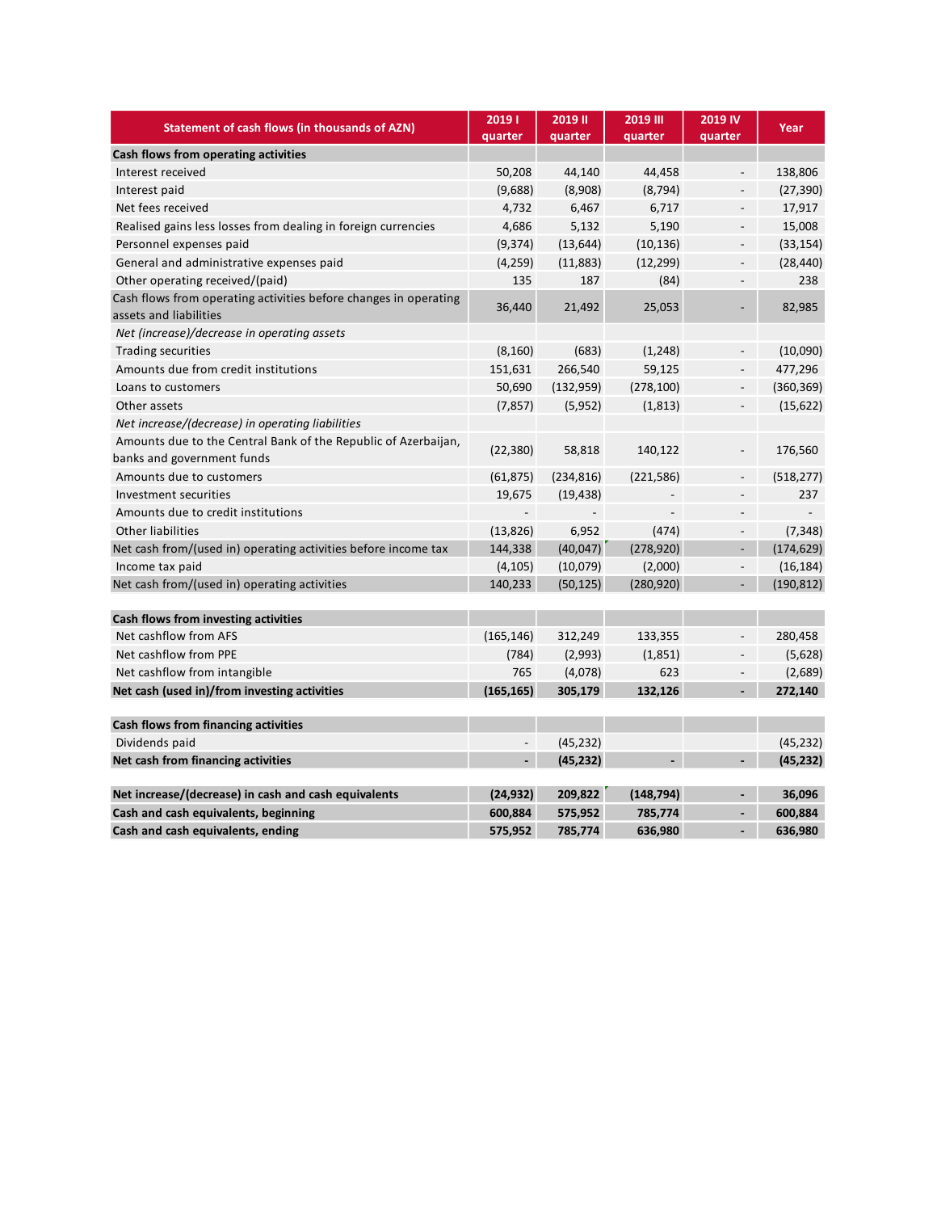| Statement of cash flows (in thousands of AZN) | 2019 I quarter | 2019 II quarter | 2019 III quarter | 2019 IV quarter | Year |
|---|---|---|---|---|---|
| **Cash flows from operating activities** | | | | | |
| Interest received | 50,208 | 44,140 | 44,458 | - | 138,806 |
| Interest paid | (9,688) | (8,908) | (8,794) | - | (27,390) |
| Net fees received | 4,732 | 6,467 | 6,717 | - | 17,917 |
| Realised gains less losses from dealing in foreign currencies | 4,686 | 5,132 | 5,190 | - | 15,008 |
| Personnel expenses paid | (9,374) | (13,644) | (10,136) | - | (33,154) |
| General and administrative expenses paid | (4,259) | (11,883) | (12,299) | - | (28,440) |
| Other operating received/(paid) | 135 | 187 | (84) | - | 238 |
| Cash flows from operating activities before changes in operating assets and liabilities | 36,440 | 21,492 | 25,053 | - | 82,985 |
| *Net (increase)/decrease in operating assets* | | | | | |
| Trading securities | (8,160) | (683) | (1,248) | - | (10,090) |
| Amounts due from credit institutions | 151,631 | 266,540 | 59,125 | - | 477,296 |
| Loans to customers | 50,690 | (132,959) | (278,100) | - | (360,369) |
| Other assets | (7,857) | (5,952) | (1,813) | - | (15,622) |
| *Net increase/(decrease) in operating liabilities* | | | | | |
| Amounts due to the Central Bank of the Republic of Azerbaijan, banks and government funds | (22,380) | 58,818 | 140,122 | - | 176,560 |
| Amounts due to customers | (61,875) | (234,816) | (221,586) | - | (518,277) |
| Investment securities | 19,675 | (19,438) | - | - | 237 |
| Amounts due to credit institutions | - | - | - | - | - |
| Other liabilities | (13,826) | 6,952 | (474) | - | (7,348) |
| Net cash from/(used in) operating activities before income tax | 144,338 | (40,047) | (278,920) | - | (174,629) |
| Income tax paid | (4,105) | (10,079) | (2,000) | - | (16,184) |
| Net cash from/(used in) operating activities | 140,233 | (50,125) | (280,920) | - | (190,812) |
| | | | | | |
| **Cash flows from investing activities** | | | | | |
| Net cashflow from AFS | (165,146) | 312,249 | 133,355 | - | 280,458 |
| Net cashflow from PPE | (784) | (2,993) | (1,851) | - | (5,628) |
| Net cashflow from intangible | 765 | (4,078) | 623 | - | (2,689) |
| **Net cash (used in)/from investing activities** | **(165,165)** | **305,179** | **132,126** | **-** | **272,140** |
| | | | | | |
| **Cash flows from financing activities** | | | | | |
| Dividends paid | - | (45,232) | | | (45,232) |
| **Net cash from financing activities** | **-** | **(45,232)** | **-** | **-** | **(45,232)** |
| | | | | | |
| **Net increase/(decrease) in cash and cash equivalents** | **(24,932)** | **209,822** | **(148,794)** | **-** | **36,096** |
| **Cash and cash equivalents, beginning** | **600,884** | **575,952** | **785,774** | **-** | **600,884** |
| **Cash and cash equivalents, ending** | **575,952** | **785,774** | **636,980** | **-** | **636,980** |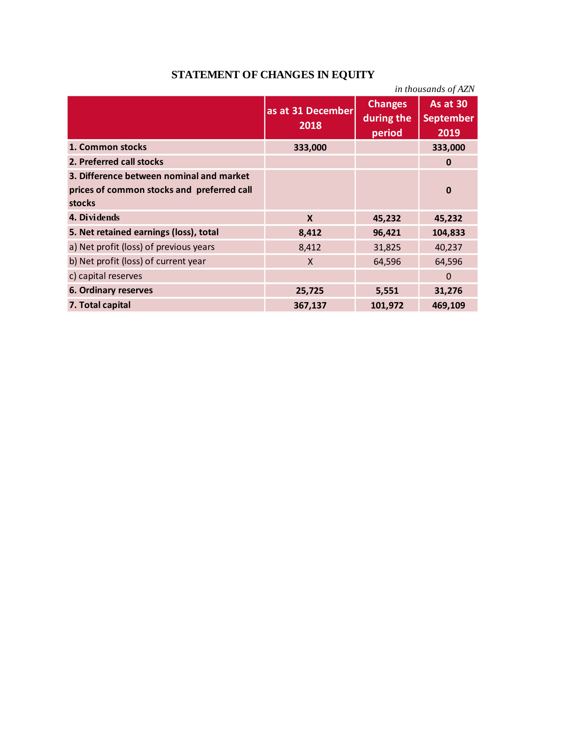# STATEMENT OF CHANGES IN EQUITY

*in thousands of AZN*

| | as at 31 December 2018 | Changes during the period | As at 30 September 2019 |
|---|---|---|---|
| **1. Common stocks** | **333,000** | | **333,000** |
| **2. Preferred call stocks** | | | **0** |
| **3. Difference between nominal and market prices of common stocks and preferred call stocks** | | | **0** |
| **4. Dividends** | **X** | **45,232** | **45,232** |
| **5. Net retained earnings (loss), total** | **8,412** | **96,421** | **104,833** |
| a) Net profit (loss) of previous years | 8,412 | 31,825 | 40,237 |
| b) Net profit (loss) of current year | X | 64,596 | 64,596 |
| c) capital reserves | | | 0 |
| **6. Ordinary reserves** | **25,725** | **5,551** | **31,276** |
| **7. Total capital** | **367,137** | **101,972** | **469,109** |